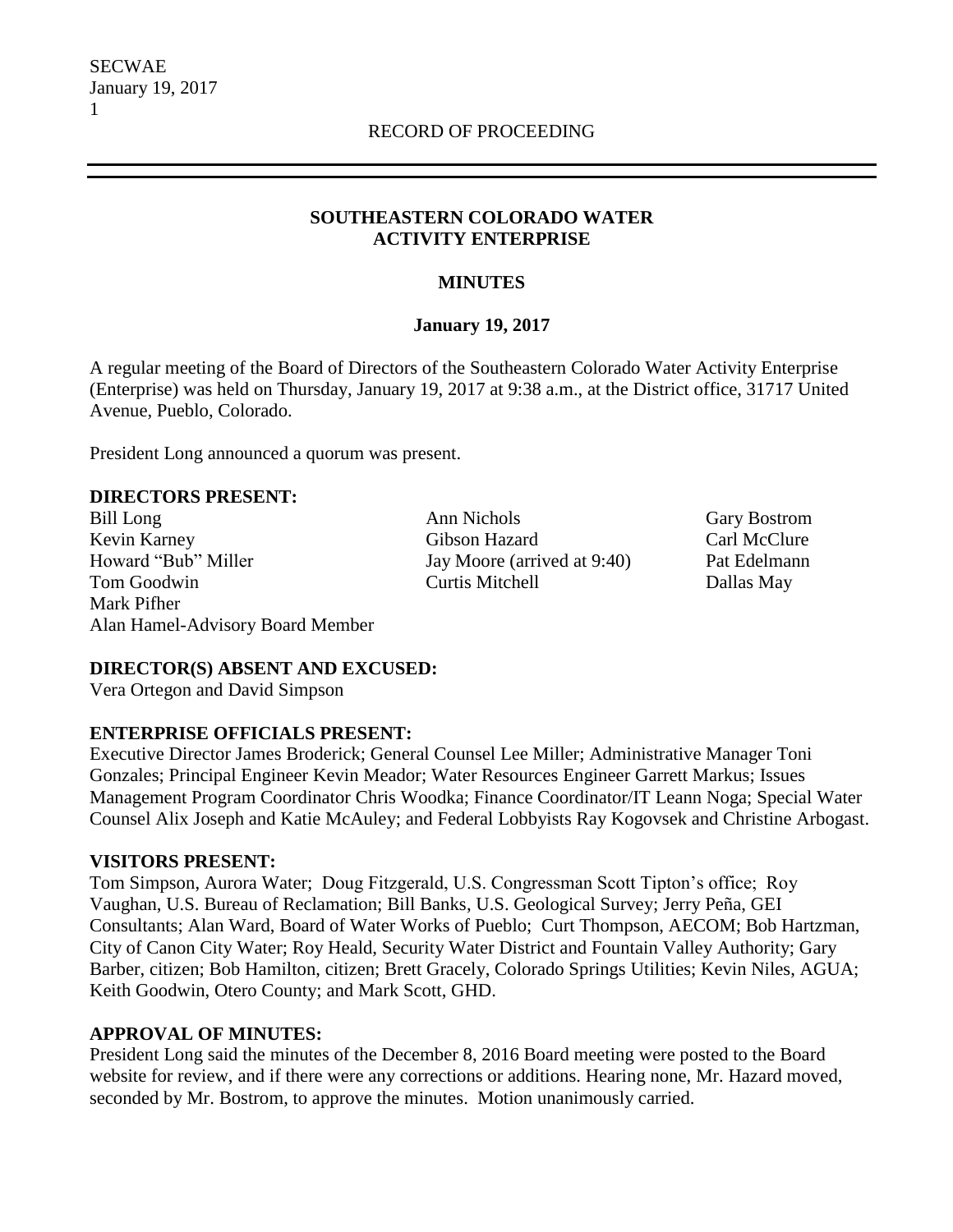RECORD OF PROCEEDING

# SOUTHEASTERN COLORADO WATER ACTIVITY ENTERPRISE

## MINUTES

### January 19, 2017

A regular meeting of the Board of Directors of the Southeastern Colorado Water Activity Enterprise (Enterprise) was held on Thursday, January 19, 2017 at 9:38 a.m., at the District office, 31717 United Avenue, Pueblo, Colorado.

President Long announced a quorum was present.

**DIRECTORS PRESENT:**

Bill Long
Kevin Karney
Howard "Bub" Miller
Tom Goodwin
Mark Pifher
Alan Hamel-Advisory Board Member
Ann Nichols
Gibson Hazard
Jay Moore (arrived at 9:40)
Curtis Mitchell
Gary Bostrom
Carl McClure
Pat Edelmann
Dallas May

**DIRECTOR(S) ABSENT AND EXCUSED:**

Vera Ortegon and David Simpson

**ENTERPRISE OFFICIALS PRESENT:**

Executive Director James Broderick; General Counsel Lee Miller; Administrative Manager Toni Gonzales; Principal Engineer Kevin Meador; Water Resources Engineer Garrett Markus; Issues Management Program Coordinator Chris Woodka; Finance Coordinator/IT Leann Noga; Special Water Counsel Alix Joseph and Katie McAuley; and Federal Lobbyists Ray Kogovsek and Christine Arbogast.

**VISITORS PRESENT:**

Tom Simpson, Aurora Water; Doug Fitzgerald, U.S. Congressman Scott Tipton's office; Roy Vaughan, U.S. Bureau of Reclamation; Bill Banks, U.S. Geological Survey; Jerry Peña, GEI Consultants; Alan Ward, Board of Water Works of Pueblo; Curt Thompson, AECOM; Bob Hartzman, City of Canon City Water; Roy Heald, Security Water District and Fountain Valley Authority; Gary Barber, citizen; Bob Hamilton, citizen; Brett Gracely, Colorado Springs Utilities; Kevin Niles, AGUA; Keith Goodwin, Otero County; and Mark Scott, GHD.

**APPROVAL OF MINUTES:**

President Long said the minutes of the December 8, 2016 Board meeting were posted to the Board website for review, and if there were any corrections or additions. Hearing none, Mr. Hazard moved, seconded by Mr. Bostrom, to approve the minutes. Motion unanimously carried.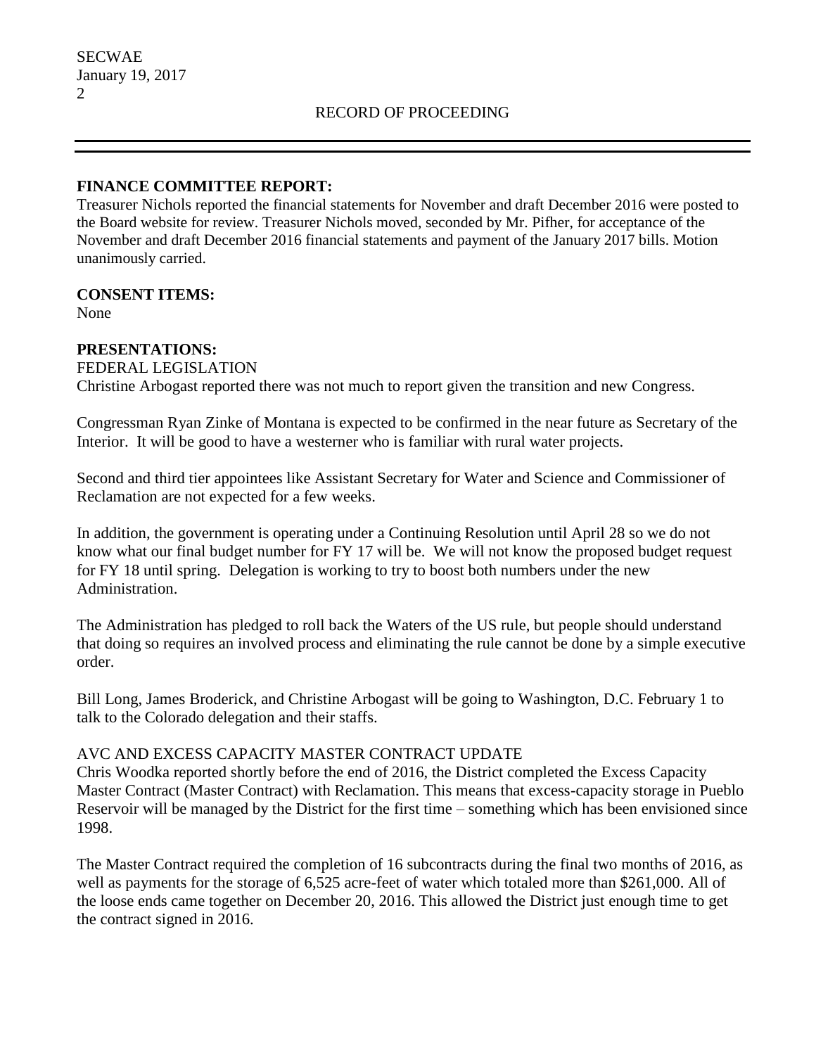**FINANCE COMMITTEE REPORT:**

Treasurer Nichols reported the financial statements for November and draft December 2016 were posted to the Board website for review. Treasurer Nichols moved, seconded by Mr. Pifher, for acceptance of the November and draft December 2016 financial statements and payment of the January 2017 bills. Motion unanimously carried.

**CONSENT ITEMS:**

None

**PRESENTATIONS:**

FEDERAL LEGISLATION

Christine Arbogast reported there was not much to report given the transition and new Congress.

Congressman Ryan Zinke of Montana is expected to be confirmed in the near future as Secretary of the Interior. It will be good to have a westerner who is familiar with rural water projects.

Second and third tier appointees like Assistant Secretary for Water and Science and Commissioner of Reclamation are not expected for a few weeks.

In addition, the government is operating under a Continuing Resolution until April 28 so we do not know what our final budget number for FY 17 will be. We will not know the proposed budget request for FY 18 until spring. Delegation is working to try to boost both numbers under the new Administration.

The Administration has pledged to roll back the Waters of the US rule, but people should understand that doing so requires an involved process and eliminating the rule cannot be done by a simple executive order.

Bill Long, James Broderick, and Christine Arbogast will be going to Washington, D.C. February 1 to talk to the Colorado delegation and their staffs.

AVC AND EXCESS CAPACITY MASTER CONTRACT UPDATE

Chris Woodka reported shortly before the end of 2016, the District completed the Excess Capacity Master Contract (Master Contract) with Reclamation. This means that excess-capacity storage in Pueblo Reservoir will be managed by the District for the first time – something which has been envisioned since 1998.

The Master Contract required the completion of 16 subcontracts during the final two months of 2016, as well as payments for the storage of 6,525 acre-feet of water which totaled more than $261,000. All of the loose ends came together on December 20, 2016. This allowed the District just enough time to get the contract signed in 2016.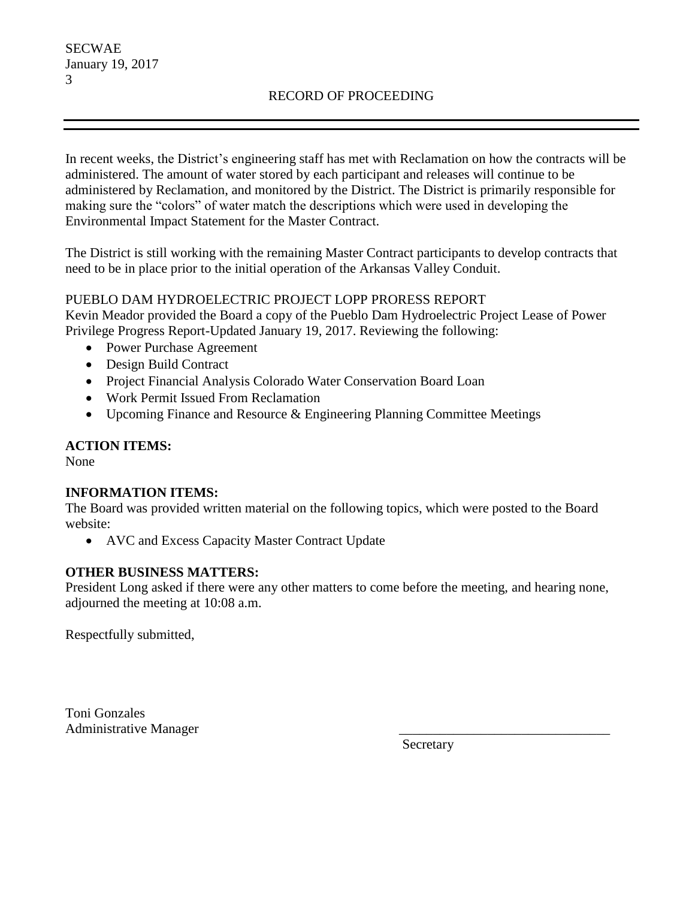In recent weeks, the District's engineering staff has met with Reclamation on how the contracts will be administered. The amount of water stored by each participant and releases will continue to be administered by Reclamation, and monitored by the District. The District is primarily responsible for making sure the "colors" of water match the descriptions which were used in developing the Environmental Impact Statement for the Master Contract.

The District is still working with the remaining Master Contract participants to develop contracts that need to be in place prior to the initial operation of the Arkansas Valley Conduit.

PUEBLO DAM HYDROELECTRIC PROJECT LOPP PRORESS REPORT
Kevin Meador provided the Board a copy of the Pueblo Dam Hydroelectric Project Lease of Power Privilege Progress Report-Updated January 19, 2017. Reviewing the following:

- Power Purchase Agreement
- Design Build Contract
- Project Financial Analysis Colorado Water Conservation Board Loan
- Work Permit Issued From Reclamation
- Upcoming Finance and Resource & Engineering Planning Committee Meetings

**ACTION ITEMS:**
None

**INFORMATION ITEMS:**
The Board was provided written material on the following topics, which were posted to the Board website:

- AVC and Excess Capacity Master Contract Update

**OTHER BUSINESS MATTERS:**
President Long asked if there were any other matters to come before the meeting, and hearing none, adjourned the meeting at 10:08 a.m.

Respectfully submitted,

Toni Gonzales
Administrative Manager

\_\_\_\_\_\_\_\_\_\_\_\_\_\_\_\_\_\_\_\_\_\_\_\_\_\_\_\_\_\_\_\_
Secretary